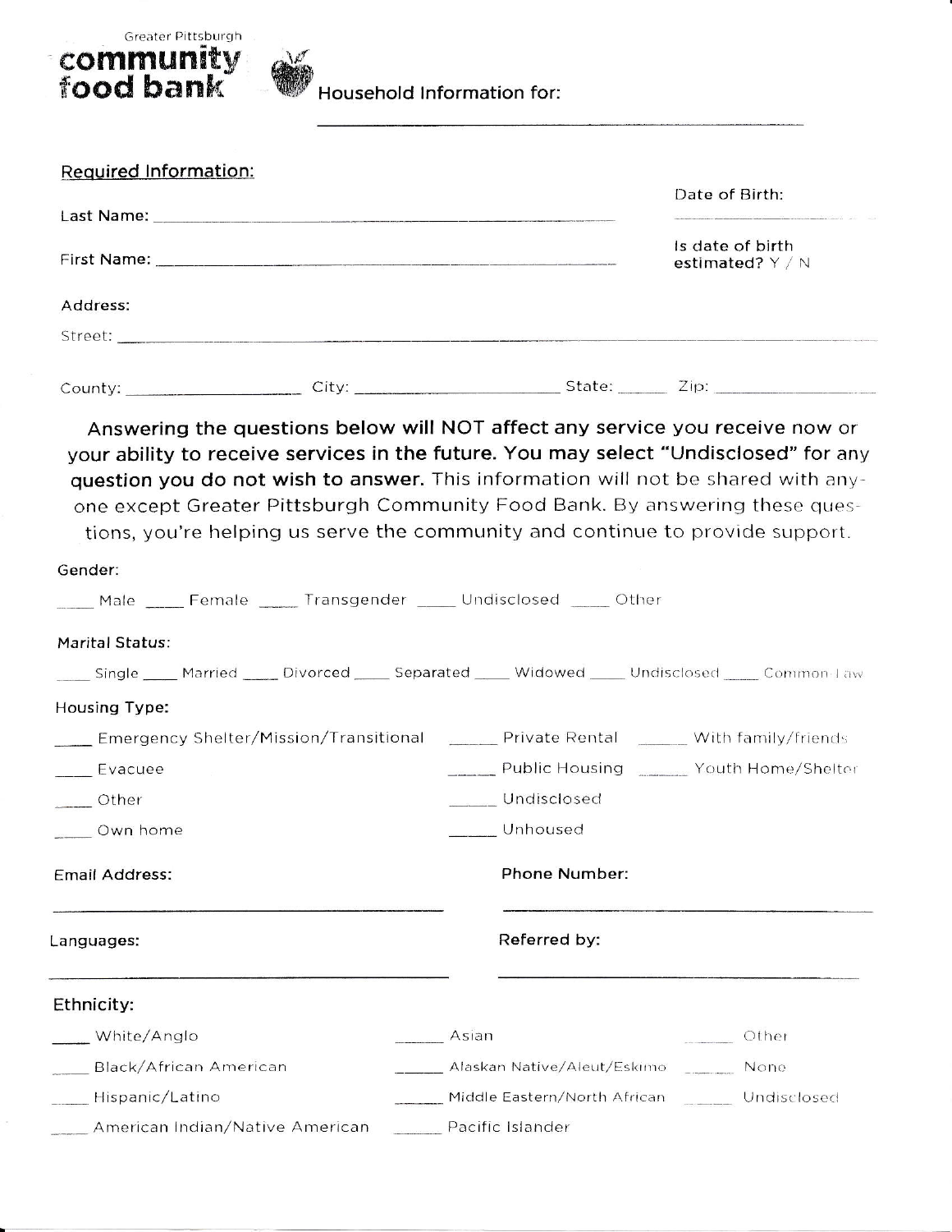Greater Pittsburgh
**community food bank**

Household Information for: ______________________________

**Required Information:**

Last Name: ______________________________

Date of Birth: ______________

First Name: ______________________________

Is date of birth estimated? Y / N

Address:

Street: ______________________________

County: ______________ City: ______________ State: ______ Zip: ______________

**Answering the questions below will NOT affect any service you receive now or your ability to receive services in the future. You may select "Undisclosed" for any question you do not wish to answer.** This information will not be shared with anyone except Greater Pittsburgh Community Food Bank. By answering these questions, you're helping us serve the community and continue to provide support.

Gender:

____ Male ____ Female ____ Transgender ____ Undisclosed ____ Other

Marital Status:

____ Single ____ Married ____ Divorced ____ Separated ____ Widowed ____ Undisclosed ____ Common Law

Housing Type:

____ Emergency Shelter/Mission/Transitional
____ Private Rental
____ With family/friends
____ Evacuee
____ Public Housing
____ Youth Home/Shelter
____ Other
____ Undisclosed
____ Own home
____ Unhoused

Email Address: ______________________________

Phone Number: ______________________________

Languages: ______________________________

Referred by: ______________________________

Ethnicity:

____ White/Anglo
____ Asian
____ Other
____ Black/African American
____ Alaskan Native/Aleut/Eskimo
____ None
____ Hispanic/Latino
____ Middle Eastern/North African
____ Undisclosed
____ American Indian/Native American
____ Pacific Islander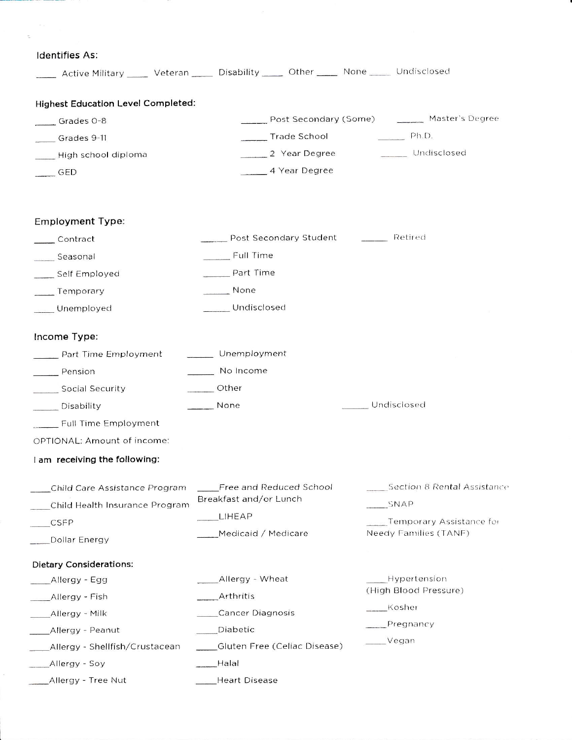**Identifies As:**

\_\_\_\_ Active Military \_\_\_\_ Veteran \_\_\_\_ Disability \_\_\_\_ Other \_\_\_\_ None \_\_\_\_ Undisclosed

**Highest Education Level Completed:**

\_\_\_\_ Grades 0-8

\_\_\_\_ Grades 9-11

\_\_\_\_ High school diploma

\_\_\_\_ GED

\_\_\_\_ Post Secondary (Some)

\_\_\_\_ Trade School

\_\_\_\_ 2 Year Degree

\_\_\_\_ 4 Year Degree

\_\_\_\_ Master's Degree

\_\_\_\_ Ph.D.

\_\_\_\_ Undisclosed

**Employment Type:**

\_\_\_\_ Contract

\_\_\_\_ Seasonal

\_\_\_\_ Self Employed

\_\_\_\_ Temporary

\_\_\_\_ Unemployed

\_\_\_\_ Post Secondary Student

\_\_\_\_ Full Time

\_\_\_\_ Part Time

\_\_\_\_ None

\_\_\_\_ Undisclosed

\_\_\_\_ Retired

**Income Type:**

\_\_\_\_ Part Time Employment

\_\_\_\_ Pension

\_\_\_\_ Social Security

\_\_\_\_ Disability

\_\_\_\_ Full Time Employment

\_\_\_\_ Unemployment

\_\_\_\_ No Income

\_\_\_\_ Other

\_\_\_\_ None

\_\_\_\_ Undisclosed

OPTIONAL: Amount of income:

**I am receiving the following:**

\_\_\_\_ *Child Care Assistance Program*

\_\_\_\_ Child Health Insurance Program

\_\_\_\_ CSFP

\_\_\_\_ Dollar Energy

\_\_\_\_ *Free and Reduced School Breakfast and/or Lunch*

\_\_\_\_ LIHEAP

\_\_\_\_ Medicaid / Medicare

\_\_\_\_ *Section 8 Rental Assistance*

\_\_\_\_ SNAP

\_\_\_\_ Temporary Assistance for Needy Families (TANF)

**Dietary Considerations:**

\_\_\_\_ Allergy - Egg

\_\_\_\_ Allergy - Fish

\_\_\_\_ Allergy - Milk

\_\_\_\_ Allergy - Peanut

\_\_\_\_ Allergy - Shellfish/Crustacean

\_\_\_\_ Allergy - Soy

\_\_\_\_ Allergy - Tree Nut

\_\_\_\_ Allergy - Wheat

\_\_\_\_ Arthritis

\_\_\_\_ Cancer Diagnosis

\_\_\_\_ Diabetic

\_\_\_\_ Gluten Free (Celiac Disease)

\_\_\_\_ Halal

\_\_\_\_ Heart Disease

\_\_\_\_ Hypertension (High Blood Pressure)

\_\_\_\_ Kosher

\_\_\_\_ Pregnancy

\_\_\_\_ Vegan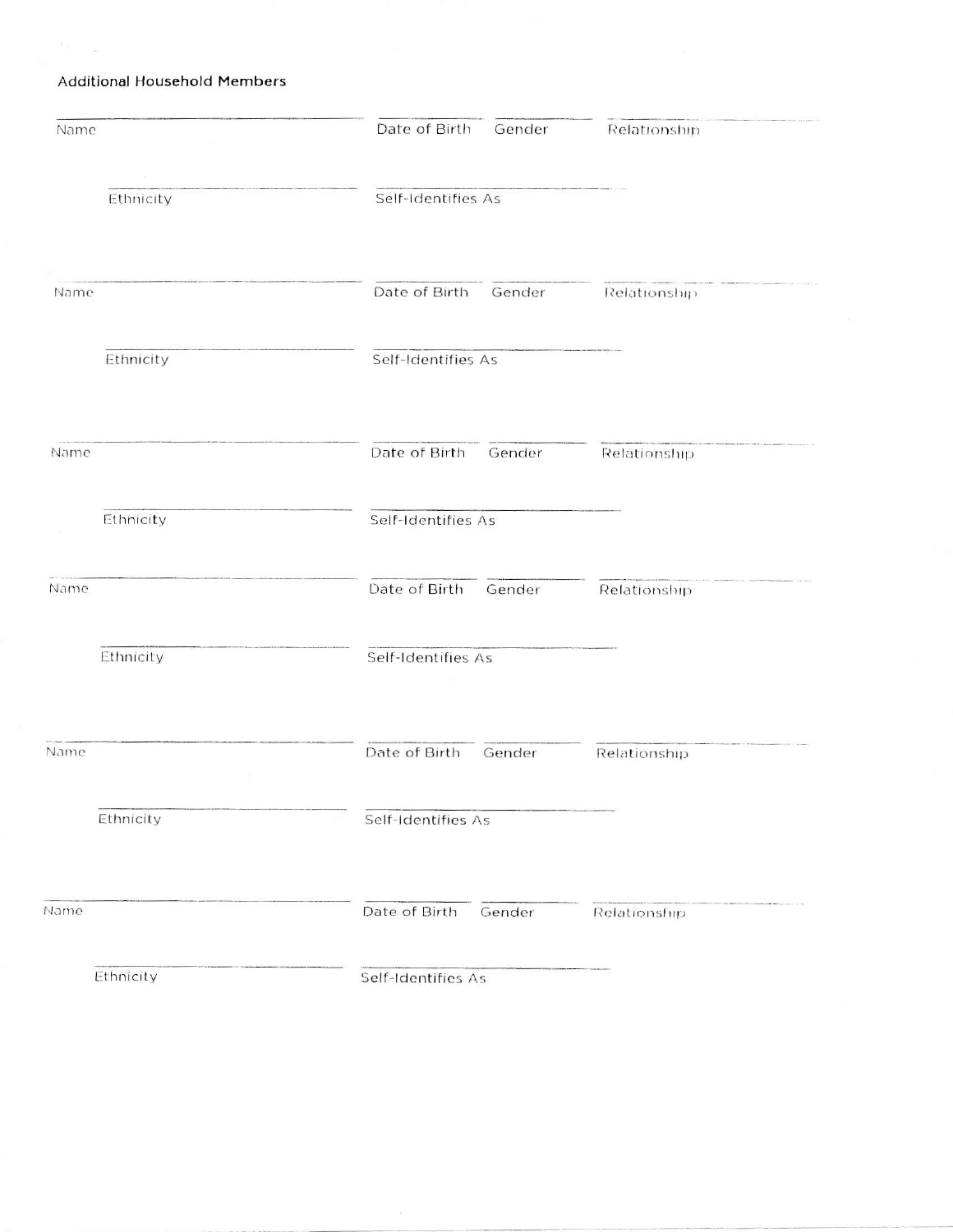## Additional Household Members

Name

Date of Birth Gender Relationship

Ethnicity

Self-Identifies As

Name

Date of Birth Gender Relationship

Ethnicity

Self-Identifies As

Name

Date of Birth Gender Relationship

Ethnicity

Self-Identifies As

Name

Date of Birth Gender Relationship

Ethnicity

Self-Identifies As

Name

Date of Birth Gender Relationship

Ethnicity

Self-Identifies As

Name

Date of Birth Gender Relationship

Ethnicity

Self-Identifies As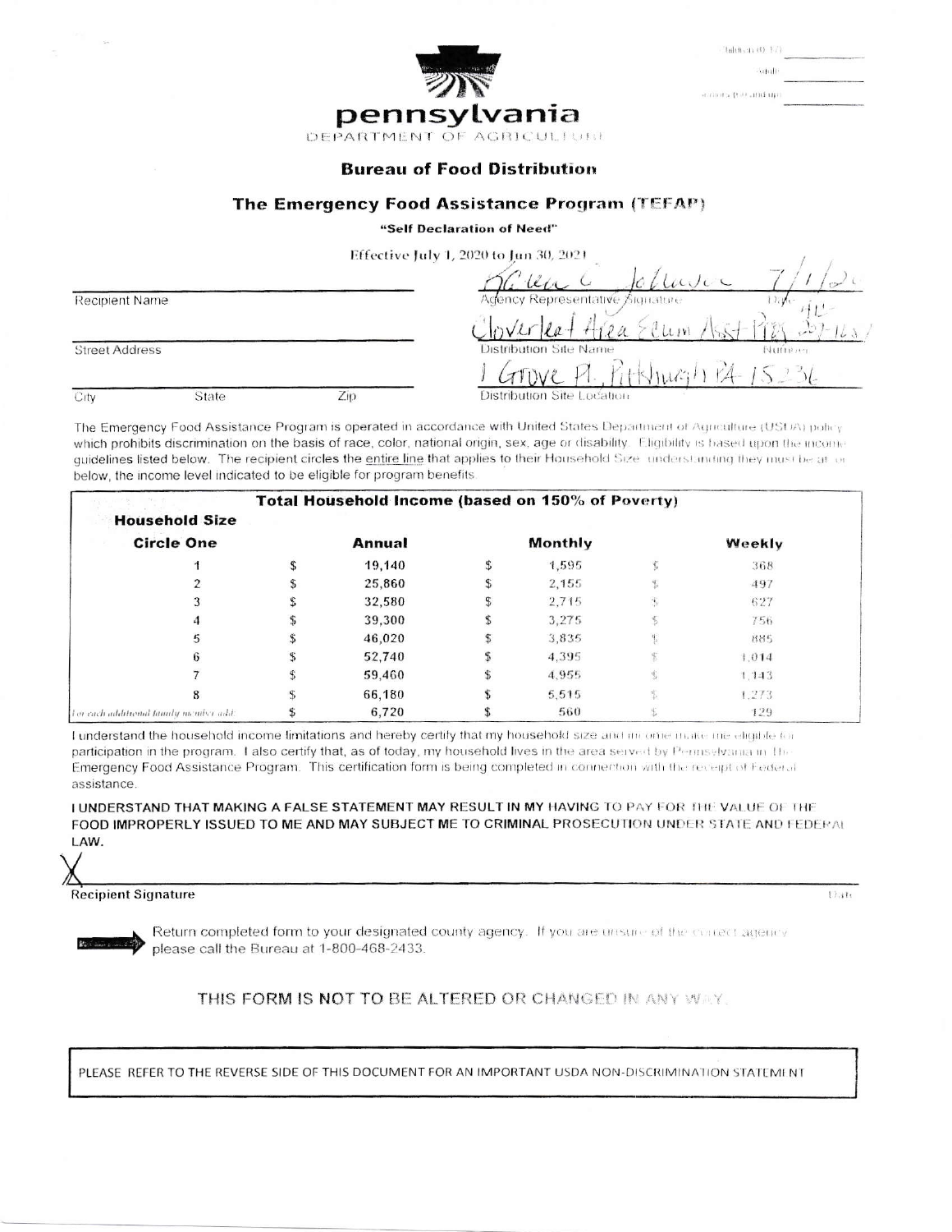Children (0-17) ______

Adult ______

Seniors (60 and up) ______

# pennsylvania

DEPARTMENT OF AGRICULTURE

## Bureau of Food Distribution

## The Emergency Food Assistance Program (TEFAP)

**"Self Declaration of Need"**

Effective July 1, 2020 to Jun 30, 2021

| | |
|---|---|
| Recipient Name | Karen C Johnson 7/1/20 — Agency Representative Signature / Date |
| Street Address | Cloverleaf Area Ecum Asst Pitts 24-163 — Distribution Site Name / Number |
| City / State / Zip | 1 Grove Pl. Pittsburgh PA 15236 — Distribution Site Location |

The Emergency Food Assistance Program is operated in accordance with United States Department of Agriculture (USDA) policy which prohibits discrimination on the basis of race, color, national origin, sex, age or disability. Eligibility is based upon the income guidelines listed below. The recipient circles the entire line that applies to their Household Size understanding they must be at or below, the income level indicated to be eligible for program benefits.

| Household Size Circle One | Total Household Income (based on 150% of Poverty) Annual | Monthly | Weekly |
|---|---|---|---|
| 1 | $ 19,140 | $ 1,595 | $ 368 |
| 2 | $ 25,860 | $ 2,155 | $ 497 |
| 3 | $ 32,580 | $ 2,715 | $ 627 |
| 4 | $ 39,300 | $ 3,275 | $ 756 |
| 5 | $ 46,020 | $ 3,835 | $ 885 |
| 6 | $ 52,740 | $ 4,395 | $ 1,014 |
| 7 | $ 59,460 | $ 4,955 | $ 1,143 |
| 8 | $ 66,180 | $ 5,515 | $ 1,273 |
| *For each additional family member add:* | $ 6,720 | $ 560 | $ 129 |

I understand the household income limitations and hereby certify that my household size and income make me eligible for participation in the program. I also certify that, as of today, my household lives in the area served by Pennsylvania in The Emergency Food Assistance Program. This certification form is being completed in connection with the receipt of Federal assistance.

**I UNDERSTAND THAT MAKING A FALSE STATEMENT MAY RESULT IN MY HAVING TO PAY FOR THE VALUE OF THE FOOD IMPROPERLY ISSUED TO ME AND MAY SUBJECT ME TO CRIMINAL PROSECUTION UNDER STATE AND FEDERAL LAW.**

X

**Recipient Signature** Date

Return completed form to your designated county agency. If you are unsure of the correct agency please call the Bureau at 1-800-468-2433.

THIS FORM IS NOT TO BE ALTERED OR CHANGED IN ANY WAY.

PLEASE REFER TO THE REVERSE SIDE OF THIS DOCUMENT FOR AN IMPORTANT USDA NON-DISCRIMINATION STATEMENT